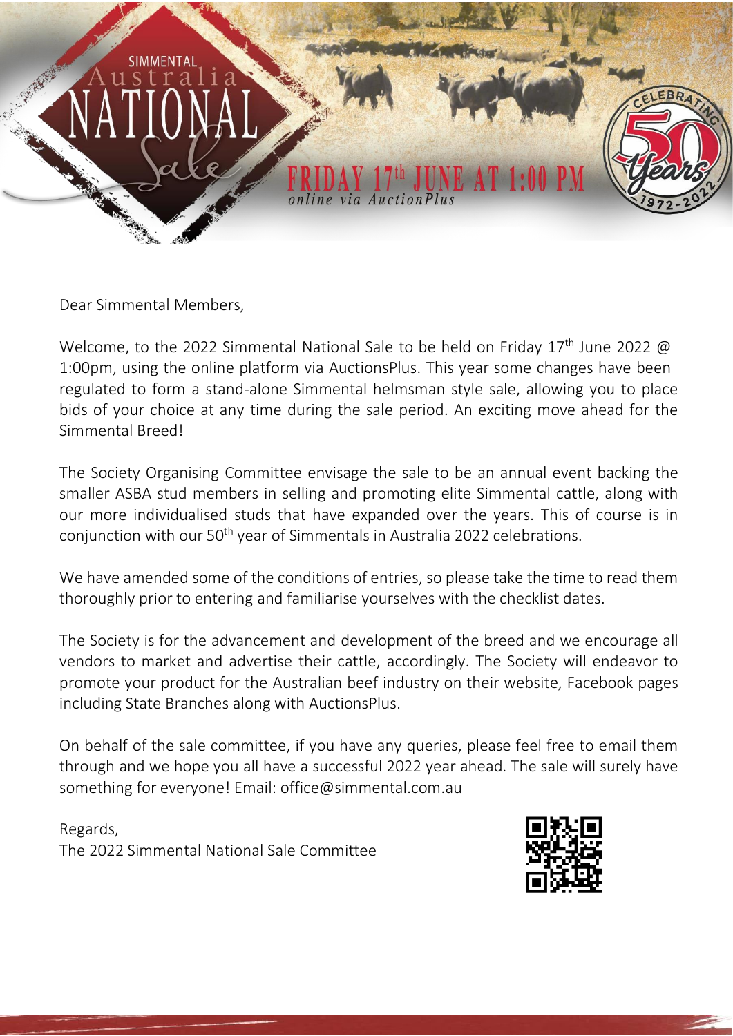# SIMMENTAL Australia NATIONAL Sale

**FRIDAY 17th JUNE AT 1:00 PM**

*online via AuctionPlus*

CELEBRATING 50 Years 1972-2022

Dear Simmental Members,

Welcome, to the 2022 Simmental National Sale to be held on Friday 17th June 2022 @ 1:00pm, using the online platform via AuctionsPlus. This year some changes have been regulated to form a stand-alone Simmental helmsman style sale, allowing you to place bids of your choice at any time during the sale period. An exciting move ahead for the Simmental Breed!

The Society Organising Committee envisage the sale to be an annual event backing the smaller ASBA stud members in selling and promoting elite Simmental cattle, along with our more individualised studs that have expanded over the years. This of course is in conjunction with our 50th year of Simmentals in Australia 2022 celebrations.

We have amended some of the conditions of entries, so please take the time to read them thoroughly prior to entering and familiarise yourselves with the checklist dates.

The Society is for the advancement and development of the breed and we encourage all vendors to market and advertise their cattle, accordingly. The Society will endeavor to promote your product for the Australian beef industry on their website, Facebook pages including State Branches along with AuctionsPlus.

On behalf of the sale committee, if you have any queries, please feel free to email them through and we hope you all have a successful 2022 year ahead. The sale will surely have something for everyone! Email: office@simmental.com.au

Regards,
The 2022 Simmental National Sale Committee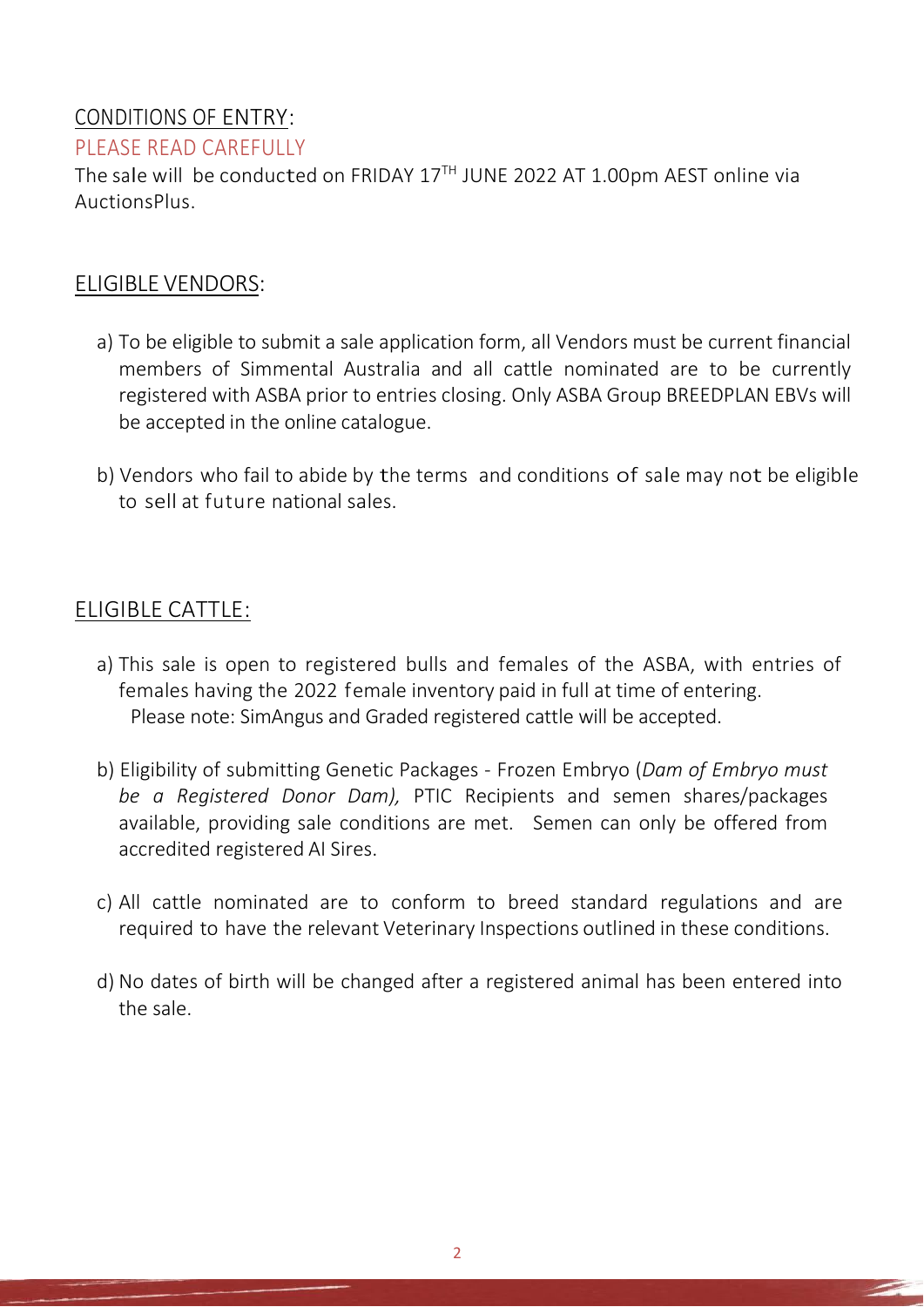## CONDITIONS OF ENTRY:

PLEASE READ CAREFULLY

The sale will be conducted on FRIDAY 17TH JUNE 2022 AT 1.00pm AEST online via AuctionsPlus.

## ELIGIBLE VENDORS:

a) To be eligible to submit a sale application form, all Vendors must be current financial members of Simmental Australia and all cattle nominated are to be currently registered with ASBA prior to entries closing. Only ASBA Group BREEDPLAN EBVs will be accepted in the online catalogue.

b) Vendors who fail to abide by the terms and conditions of sale may not be eligible to sell at future national sales.

## ELIGIBLE CATTLE:

a) This sale is open to registered bulls and females of the ASBA, with entries of females having the 2022 female inventory paid in full at time of entering.
Please note: SimAngus and Graded registered cattle will be accepted.

b) Eligibility of submitting Genetic Packages - Frozen Embryo (*Dam of Embryo must be a Registered Donor Dam),* PTIC Recipients and semen shares/packages available, providing sale conditions are met. Semen can only be offered from accredited registered AI Sires.

c) All cattle nominated are to conform to breed standard regulations and are required to have the relevant Veterinary Inspections outlined in these conditions.

d) No dates of birth will be changed after a registered animal has been entered into the sale.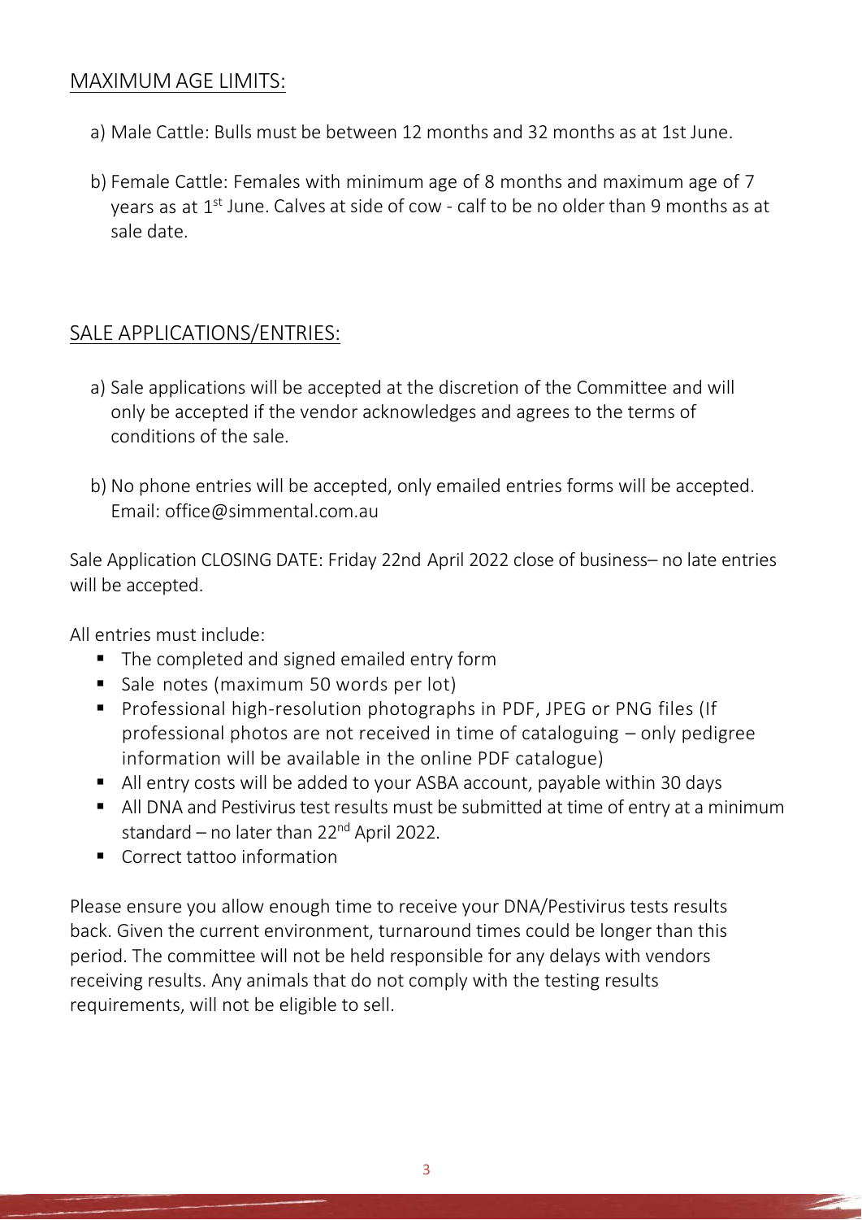## MAXIMUM AGE LIMITS:

a) Male Cattle: Bulls must be between 12 months and 32 months as at 1st June.

b) Female Cattle: Females with minimum age of 8 months and maximum age of 7 years as at 1st June. Calves at side of cow - calf to be no older than 9 months as at sale date.

## SALE APPLICATIONS/ENTRIES:

a) Sale applications will be accepted at the discretion of the Committee and will only be accepted if the vendor acknowledges and agrees to the terms of conditions of the sale.

b) No phone entries will be accepted, only emailed entries forms will be accepted. Email: office@simmental.com.au

Sale Application CLOSING DATE: Friday 22nd April 2022 close of business– no late entries will be accepted.

All entries must include:

- The completed and signed emailed entry form
- Sale notes (maximum 50 words per lot)
- Professional high-resolution photographs in PDF, JPEG or PNG files (If professional photos are not received in time of cataloguing – only pedigree information will be available in the online PDF catalogue)
- All entry costs will be added to your ASBA account, payable within 30 days
- All DNA and Pestivirus test results must be submitted at time of entry at a minimum standard – no later than 22nd April 2022.
- Correct tattoo information

Please ensure you allow enough time to receive your DNA/Pestivirus tests results back. Given the current environment, turnaround times could be longer than this period. The committee will not be held responsible for any delays with vendors receiving results. Any animals that do not comply with the testing results requirements, will not be eligible to sell.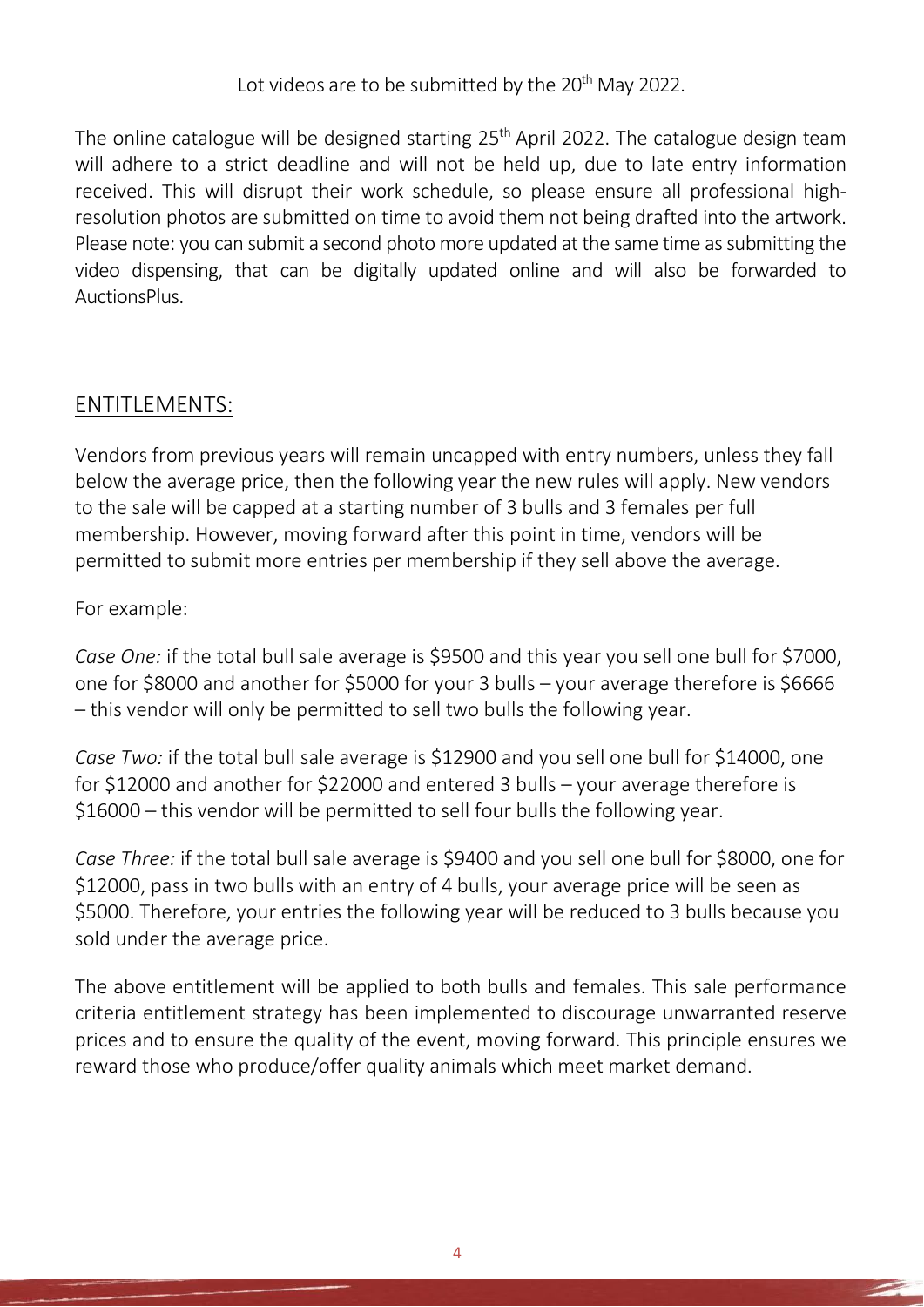Lot videos are to be submitted by the 20th May 2022.

The online catalogue will be designed starting 25th April 2022. The catalogue design team will adhere to a strict deadline and will not be held up, due to late entry information received. This will disrupt their work schedule, so please ensure all professional high-resolution photos are submitted on time to avoid them not being drafted into the artwork. Please note: you can submit a second photo more updated at the same time as submitting the video dispensing, that can be digitally updated online and will also be forwarded to AuctionsPlus.

## ENTITLEMENTS:

Vendors from previous years will remain uncapped with entry numbers, unless they fall below the average price, then the following year the new rules will apply. New vendors to the sale will be capped at a starting number of 3 bulls and 3 females per full membership. However, moving forward after this point in time, vendors will be permitted to submit more entries per membership if they sell above the average.

For example:

*Case One:* if the total bull sale average is $9500 and this year you sell one bull for $7000, one for $8000 and another for $5000 for your 3 bulls – your average therefore is $6666 – this vendor will only be permitted to sell two bulls the following year.

*Case Two:* if the total bull sale average is $12900 and you sell one bull for $14000, one for $12000 and another for $22000 and entered 3 bulls – your average therefore is $16000 – this vendor will be permitted to sell four bulls the following year.

*Case Three:* if the total bull sale average is $9400 and you sell one bull for $8000, one for $12000, pass in two bulls with an entry of 4 bulls, your average price will be seen as $5000. Therefore, your entries the following year will be reduced to 3 bulls because you sold under the average price.

The above entitlement will be applied to both bulls and females. This sale performance criteria entitlement strategy has been implemented to discourage unwarranted reserve prices and to ensure the quality of the event, moving forward. This principle ensures we reward those who produce/offer quality animals which meet market demand.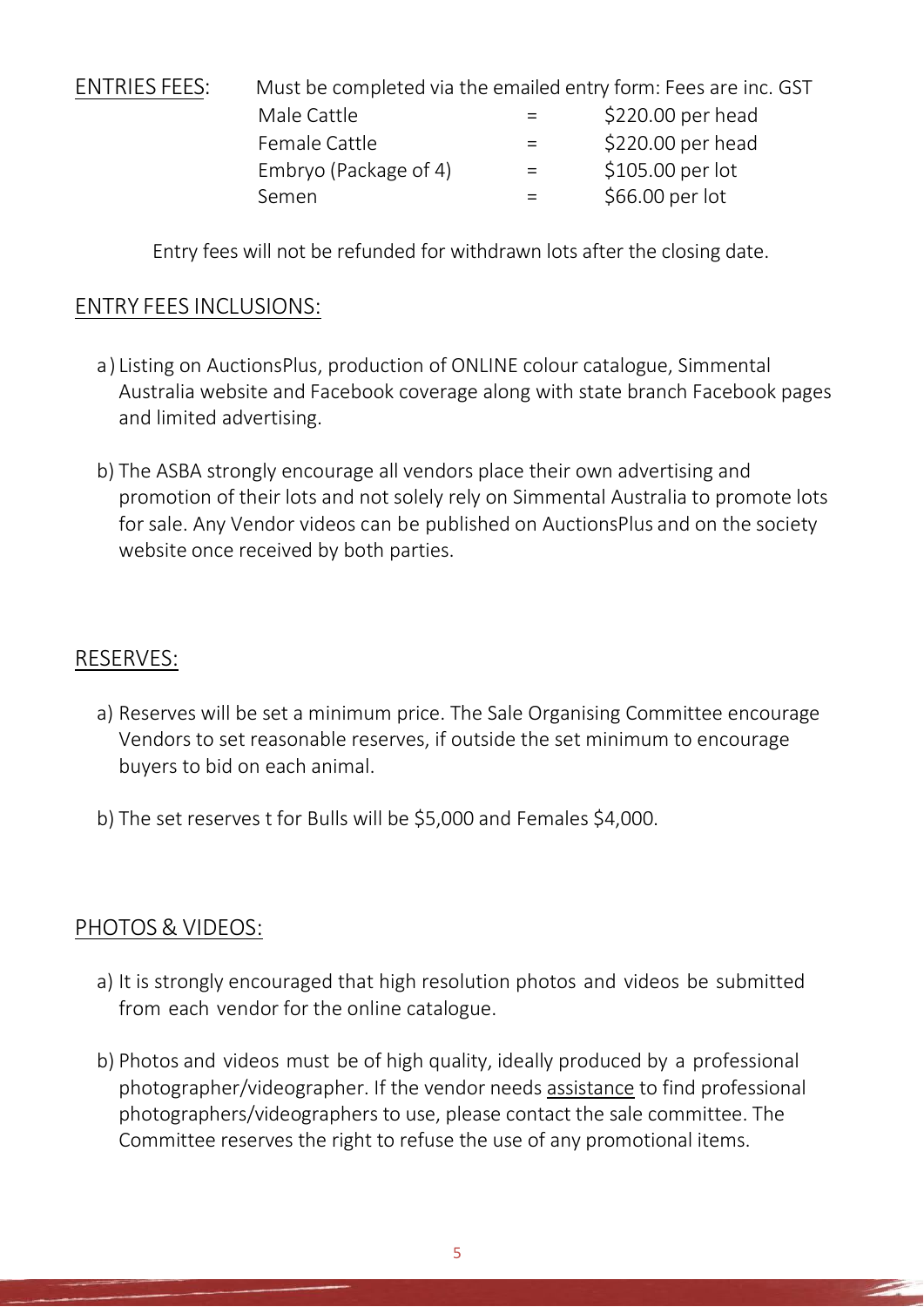## ENTRIES FEES:

Must be completed via the emailed entry form: Fees are inc. GST

| | | |
|---|---|---|
| Male Cattle | = | $220.00 per head |
| Female Cattle | = | $220.00 per head |
| Embryo (Package of 4) | = | $105.00 per lot |
| Semen | = | $66.00 per lot |

Entry fees will not be refunded for withdrawn lots after the closing date.

## ENTRY FEES INCLUSIONS:

a) Listing on AuctionsPlus, production of ONLINE colour catalogue, Simmental Australia website and Facebook coverage along with state branch Facebook pages and limited advertising.

b) The ASBA strongly encourage all vendors place their own advertising and promotion of their lots and not solely rely on Simmental Australia to promote lots for sale. Any Vendor videos can be published on AuctionsPlus and on the society website once received by both parties.

## RESERVES:

a) Reserves will be set a minimum price. The Sale Organising Committee encourage Vendors to set reasonable reserves, if outside the set minimum to encourage buyers to bid on each animal.

b) The set reserves t for Bulls will be $5,000 and Females $4,000.

## PHOTOS & VIDEOS:

a) It is strongly encouraged that high resolution photos and videos be submitted from each vendor for the online catalogue.

b) Photos and videos must be of high quality, ideally produced by a professional photographer/videographer. If the vendor needs assistance to find professional photographers/videographers to use, please contact the sale committee. The Committee reserves the right to refuse the use of any promotional items.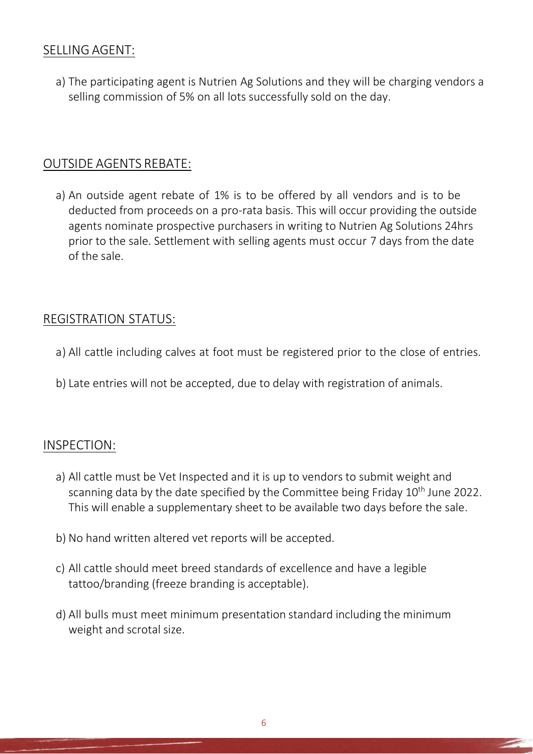## SELLING AGENT:

a) The participating agent is Nutrien Ag Solutions and they will be charging vendors a selling commission of 5% on all lots successfully sold on the day.

## OUTSIDE AGENTS REBATE:

a) An outside agent rebate of 1% is to be offered by all vendors and is to be deducted from proceeds on a pro-rata basis. This will occur providing the outside agents nominate prospective purchasers in writing to Nutrien Ag Solutions 24hrs prior to the sale. Settlement with selling agents must occur 7 days from the date of the sale.

## REGISTRATION STATUS:

a) All cattle including calves at foot must be registered prior to the close of entries.

b) Late entries will not be accepted, due to delay with registration of animals.

## INSPECTION:

a) All cattle must be Vet Inspected and it is up to vendors to submit weight and scanning data by the date specified by the Committee being Friday 10th June 2022. This will enable a supplementary sheet to be available two days before the sale.

b) No hand written altered vet reports will be accepted.

c) All cattle should meet breed standards of excellence and have a legible tattoo/branding (freeze branding is acceptable).

d) All bulls must meet minimum presentation standard including the minimum weight and scrotal size.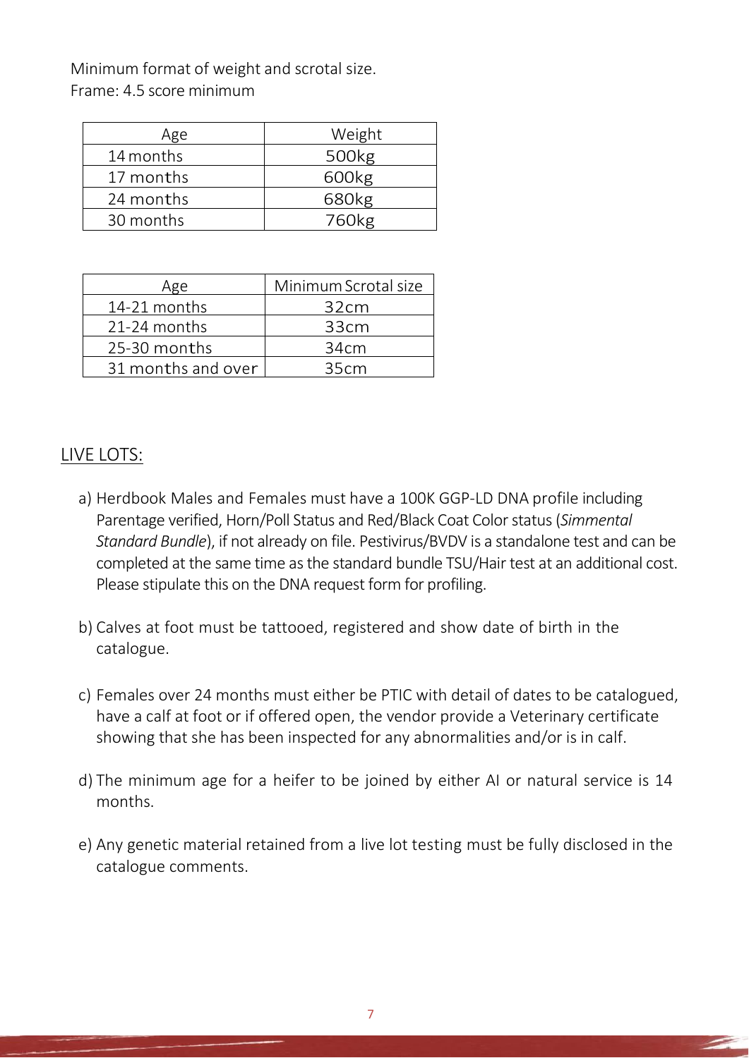Minimum format of weight and scrotal size.
Frame: 4.5 score minimum

| Age | Weight |
| --- | --- |
| 14 months | 500kg |
| 17 months | 600kg |
| 24 months | 680kg |
| 30 months | 760kg |

| Age | Minimum Scrotal size |
| --- | --- |
| 14-21 months | 32cm |
| 21-24 months | 33cm |
| 25-30 months | 34cm |
| 31 months and over | 35cm |

## LIVE LOTS:

a) Herdbook Males and Females must have a 100K GGP-LD DNA profile including Parentage verified, Horn/Poll Status and Red/Black Coat Color status (*Simmental Standard Bundle*), if not already on file. Pestivirus/BVDV is a standalone test and can be completed at the same time as the standard bundle TSU/Hair test at an additional cost. Please stipulate this on the DNA request form for profiling.

b) Calves at foot must be tattooed, registered and show date of birth in the catalogue.

c) Females over 24 months must either be PTIC with detail of dates to be catalogued, have a calf at foot or if offered open, the vendor provide a Veterinary certificate showing that she has been inspected for any abnormalities and/or is in calf.

d) The minimum age for a heifer to be joined by either AI or natural service is 14 months.

e) Any genetic material retained from a live lot testing must be fully disclosed in the catalogue comments.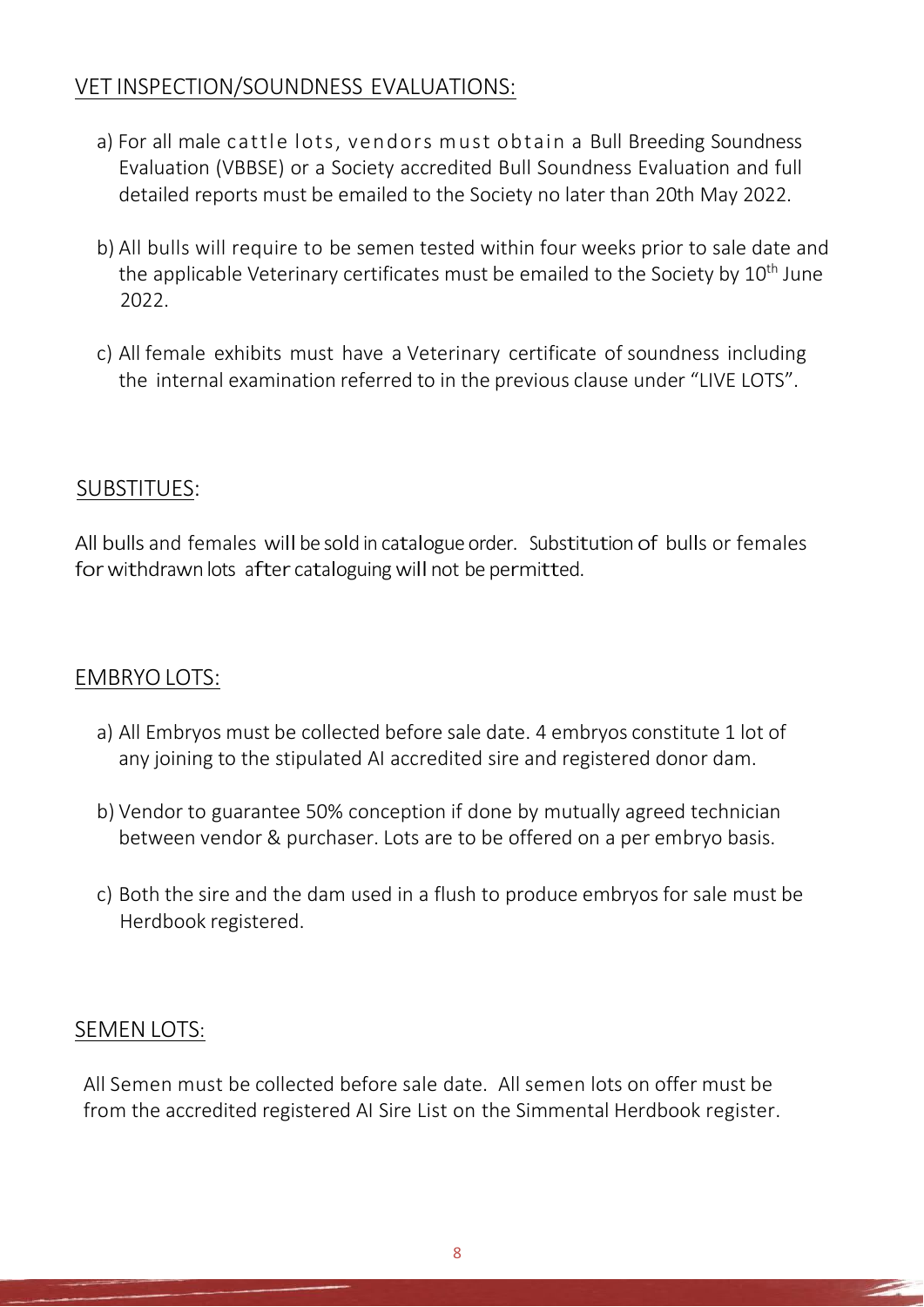## VET INSPECTION/SOUNDNESS EVALUATIONS:

a) For all male cattle lots, vendors must obtain a Bull Breeding Soundness Evaluation (VBBSE) or a Society accredited Bull Soundness Evaluation and full detailed reports must be emailed to the Society no later than 20th May 2022.

b) All bulls will require to be semen tested within four weeks prior to sale date and the applicable Veterinary certificates must be emailed to the Society by 10th June 2022.

c) All female exhibits must have a Veterinary certificate of soundness including the internal examination referred to in the previous clause under "LIVE LOTS".

## SUBSTITUES:

All bulls and females will be sold in catalogue order. Substitution of bulls or females for withdrawn lots after cataloguing will not be permitted.

## EMBRYO LOTS:

a) All Embryos must be collected before sale date. 4 embryos constitute 1 lot of any joining to the stipulated AI accredited sire and registered donor dam.

b) Vendor to guarantee 50% conception if done by mutually agreed technician between vendor & purchaser. Lots are to be offered on a per embryo basis.

c) Both the sire and the dam used in a flush to produce embryos for sale must be Herdbook registered.

## SEMEN LOTS:

All Semen must be collected before sale date. All semen lots on offer must be from the accredited registered AI Sire List on the Simmental Herdbook register.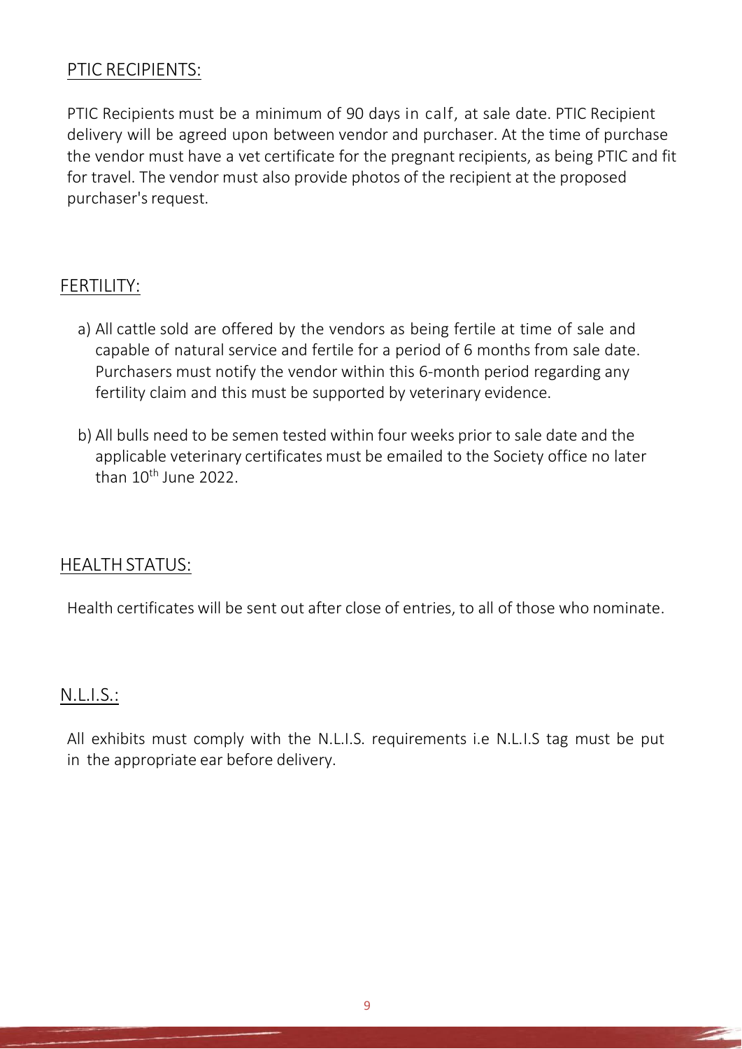## PTIC RECIPIENTS:

PTIC Recipients must be a minimum of 90 days in calf, at sale date. PTIC Recipient delivery will be agreed upon between vendor and purchaser. At the time of purchase the vendor must have a vet certificate for the pregnant recipients, as being PTIC and fit for travel. The vendor must also provide photos of the recipient at the proposed purchaser's request.

## FERTILITY:

a) All cattle sold are offered by the vendors as being fertile at time of sale and capable of natural service and fertile for a period of 6 months from sale date. Purchasers must notify the vendor within this 6-month period regarding any fertility claim and this must be supported by veterinary evidence.

b) All bulls need to be semen tested within four weeks prior to sale date and the applicable veterinary certificates must be emailed to the Society office no later than 10th June 2022.

## HEALTH STATUS:

Health certificates will be sent out after close of entries, to all of those who nominate.

## N.L.I.S.:

All exhibits must comply with the N.L.I.S. requirements i.e N.L.I.S tag must be put in the appropriate ear before delivery.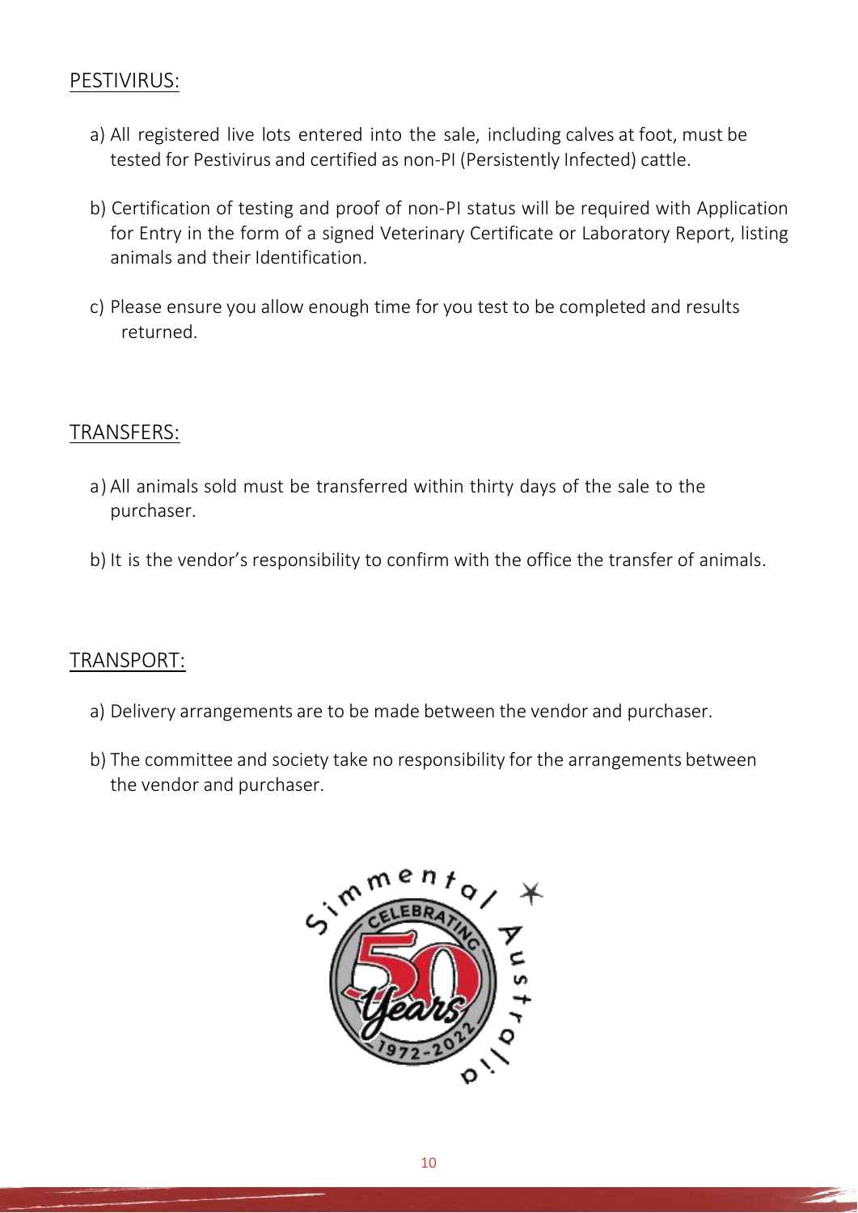## PESTIVIRUS:

a) All registered live lots entered into the sale, including calves at foot, must be tested for Pestivirus and certified as non-PI (Persistently Infected) cattle.

b) Certification of testing and proof of non-PI status will be required with Application for Entry in the form of a signed Veterinary Certificate or Laboratory Report, listing animals and their Identification.

c) Please ensure you allow enough time for you test to be completed and results returned.

## TRANSFERS:

a) All animals sold must be transferred within thirty days of the sale to the purchaser.

b) It is the vendor's responsibility to confirm with the office the transfer of animals.

## TRANSPORT:

a) Delivery arrangements are to be made between the vendor and purchaser.

b) The committee and society take no responsibility for the arrangements between the vendor and purchaser.